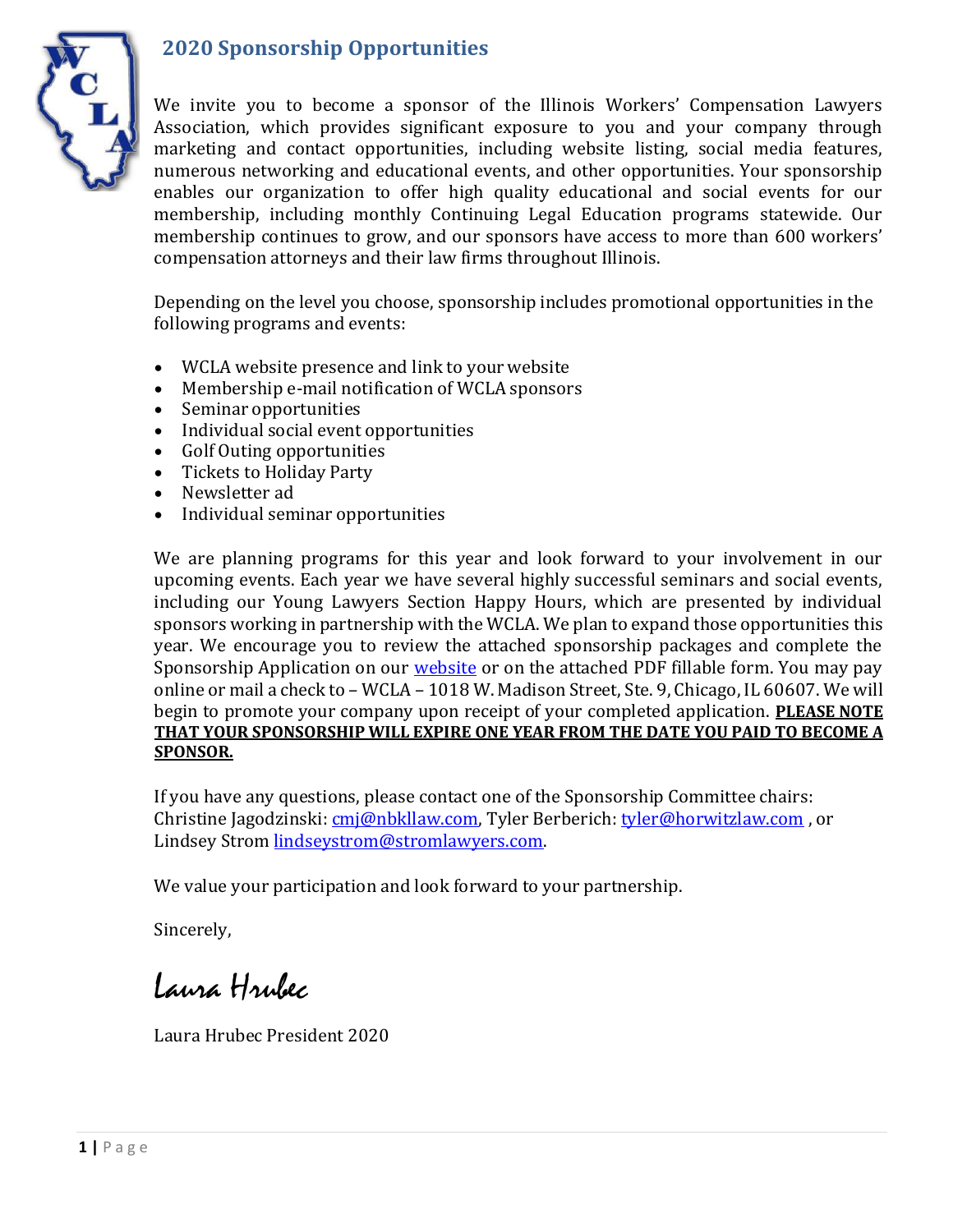## 2020 Sponsorship Opportunities

We invite you to become a sponsor of the Illinois Workers' Compensation Lawyers Association, which provides significant exposure to you and your company through marketing and contact opportunities, including website listing, social media features, numerous networking and educational events, and other opportunities. Your sponsorship enables our organization to offer high quality educational and social events for our membership, including monthly Continuing Legal Education programs statewide. Our membership continues to grow, and our sponsors have access to more than 600 workers' compensation attorneys and their law firms throughout Illinois.

Depending on the level you choose, sponsorship includes promotional opportunities in the following programs and events:

- WCLA website presence and link to your website
- Membership e-mail notification of WCLA sponsors
- Seminar opportunities
- Individual social event opportunities
- Golf Outing opportunities
- Tickets to Holiday Party
- Newsletter ad
- Individual seminar opportunities

We are planning programs for this year and look forward to your involvement in our upcoming events. Each year we have several highly successful seminars and social events, including our Young Lawyers Section Happy Hours, which are presented by individual sponsors working in partnership with the WCLA. We plan to expand those opportunities this year. We encourage you to review the attached sponsorship packages and complete the Sponsorship Application on our website or on the attached PDF fillable form. You may pay online or mail a check to – WCLA – 1018 W. Madison Street, Ste. 9, Chicago, IL 60607. We will begin to promote your company upon receipt of your completed application. **PLEASE NOTE THAT YOUR SPONSORSHIP WILL EXPIRE ONE YEAR FROM THE DATE YOU PAID TO BECOME A SPONSOR.**

If you have any questions, please contact one of the Sponsorship Committee chairs: Christine Jagodzinski: cmj@nbkllaw.com, Tyler Berberich: tyler@horwitzlaw.com , or Lindsey Strom lindseystrom@stromlawyers.com.

We value your participation and look forward to your partnership.

Sincerely,

*Laura Hrubec*

Laura Hrubec President 2020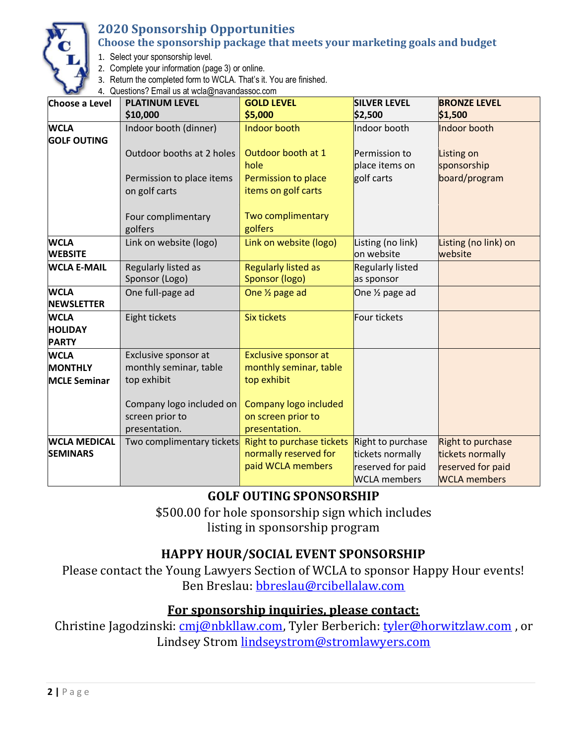## 2020 Sponsorship Opportunities

### Choose the sponsorship package that meets your marketing goals and budget

1. Select your sponsorship level.
2. Complete your information (page 3) or online.
3. Return the completed form to WCLA. That's it. You are finished.
4. Questions? Email us at wcla@navandassoc.com

| Choose a Level | PLATINUM LEVEL $10,000 | GOLD LEVEL $5,000 | SILVER LEVEL $2,500 | BRONZE LEVEL $1,500 |
|---|---|---|---|---|
| **WCLA GOLF OUTING** | Indoor booth (dinner)<br><br>Outdoor booths at 2 holes<br><br>Permission to place items on golf carts<br><br>Four complimentary golfers | Indoor booth<br><br>Outdoor booth at 1 hole<br>Permission to place items on golf carts<br><br>Two complimentary golfers | Indoor booth<br><br>Permission to place items on golf carts | Indoor booth<br><br>Listing on sponsorship board/program |
| **WCLA WEBSITE** | Link on website (logo) | Link on website (logo) | Listing (no link) on website | Listing (no link) on website |
| **WCLA E-MAIL** | Regularly listed as Sponsor (Logo) | Regularly listed as Sponsor (logo) | Regularly listed as sponsor | |
| **WCLA NEWSLETTER** | One full-page ad | One ½ page ad | One ½ page ad | |
| **WCLA HOLIDAY PARTY** | Eight tickets | Six tickets | Four tickets | |
| **WCLA MONTHLY MCLE Seminar** | Exclusive sponsor at monthly seminar, table top exhibit<br><br>Company logo included on screen prior to presentation. | Exclusive sponsor at monthly seminar, table top exhibit<br><br>Company logo included on screen prior to presentation. | | |
| **WCLA MEDICAL SEMINARS** | Two complimentary tickets | Right to purchase tickets normally reserved for paid WCLA members | Right to purchase tickets normally reserved for paid WCLA members | Right to purchase tickets normally reserved for paid WCLA members |

**GOLF OUTING SPONSORSHIP**

$500.00 for hole sponsorship sign which includes listing in sponsorship program

**HAPPY HOUR/SOCIAL EVENT SPONSORSHIP**

Please contact the Young Lawyers Section of WCLA to sponsor Happy Hour events!
Ben Breslau: bbreslau@rcibellalaw.com

**For sponsorship inquiries, please contact:**

Christine Jagodzinski: cmj@nbkllaw.com, Tyler Berberich: tyler@horwitzlaw.com , or Lindsey Strom lindseystrom@stromlawyers.com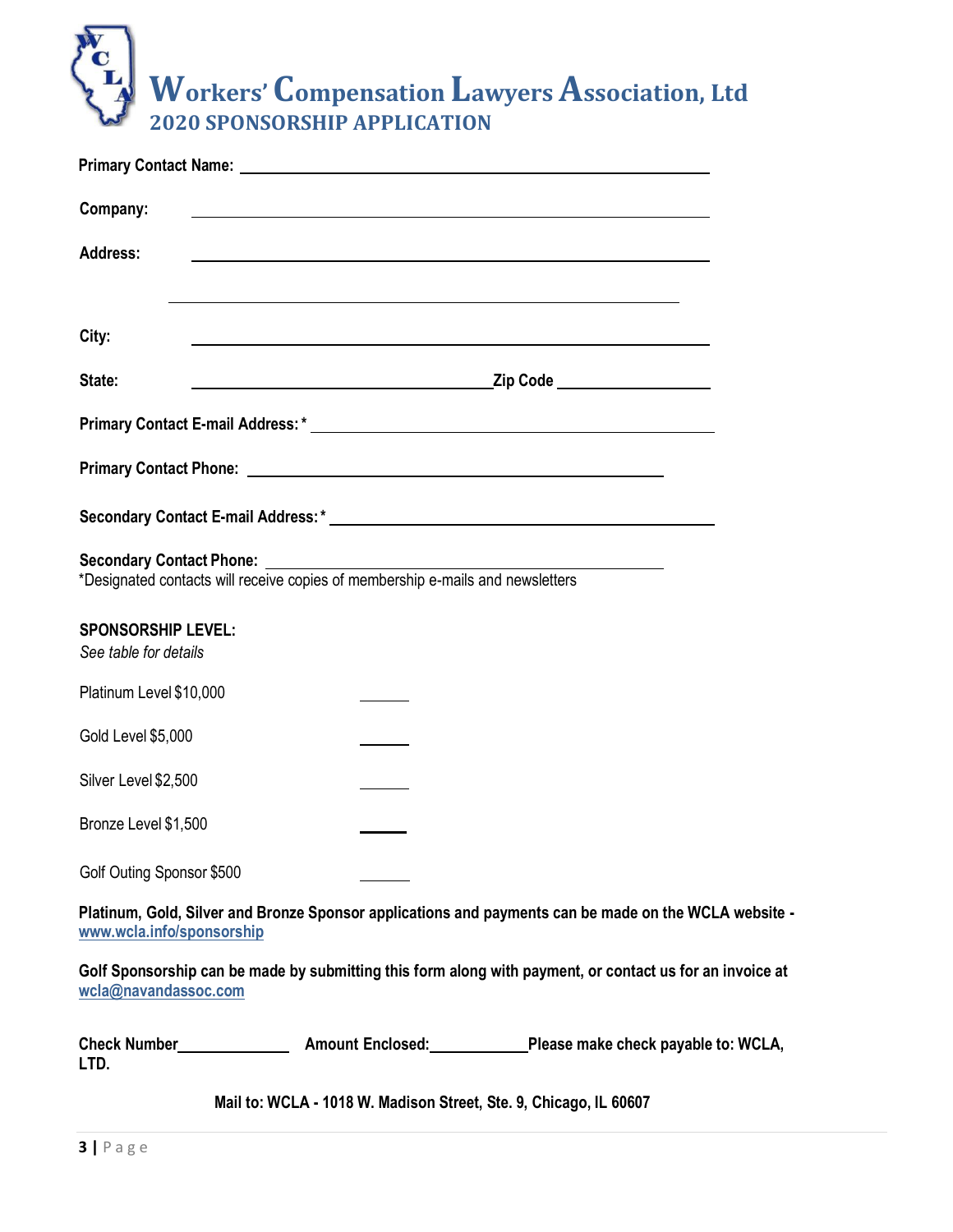# Workers' Compensation Lawyers Association, Ltd

## 2020 SPONSORSHIP APPLICATION

**Primary Contact Name:** ____________________

**Company:** ____________________

**Address:** ____________________

____________________

**City:** ____________________

**State:** ____________________ **Zip Code** ____________________

**Primary Contact E-mail Address:*** ____________________

**Primary Contact Phone:** ____________________

**Secondary Contact E-mail Address:*** ____________________

**Secondary Contact Phone:** ____________________

*Designated contacts will receive copies of membership e-mails and newsletters

**SPONSORSHIP LEVEL:**

*See table for details*

Platinum Level $10,000 ______

Gold Level $5,000 ______

Silver Level $2,500 ______

Bronze Level $1,500 ______

Golf Outing Sponsor $500 ______

**Platinum, Gold, Silver and Bronze Sponsor applications and payments can be made on the WCLA website - [www.wcla.info/sponsorship](http://www.wcla.info/sponsorship)**

**Golf Sponsorship can be made by submitting this form along with payment, or contact us for an invoice at [wcla@navandassoc.com](mailto:wcla@navandassoc.com)**

**Check Number**__________ **Amount Enclosed:**__________ **Please make check payable to: WCLA, LTD.**

**Mail to: WCLA - 1018 W. Madison Street, Ste. 9, Chicago, IL 60607**